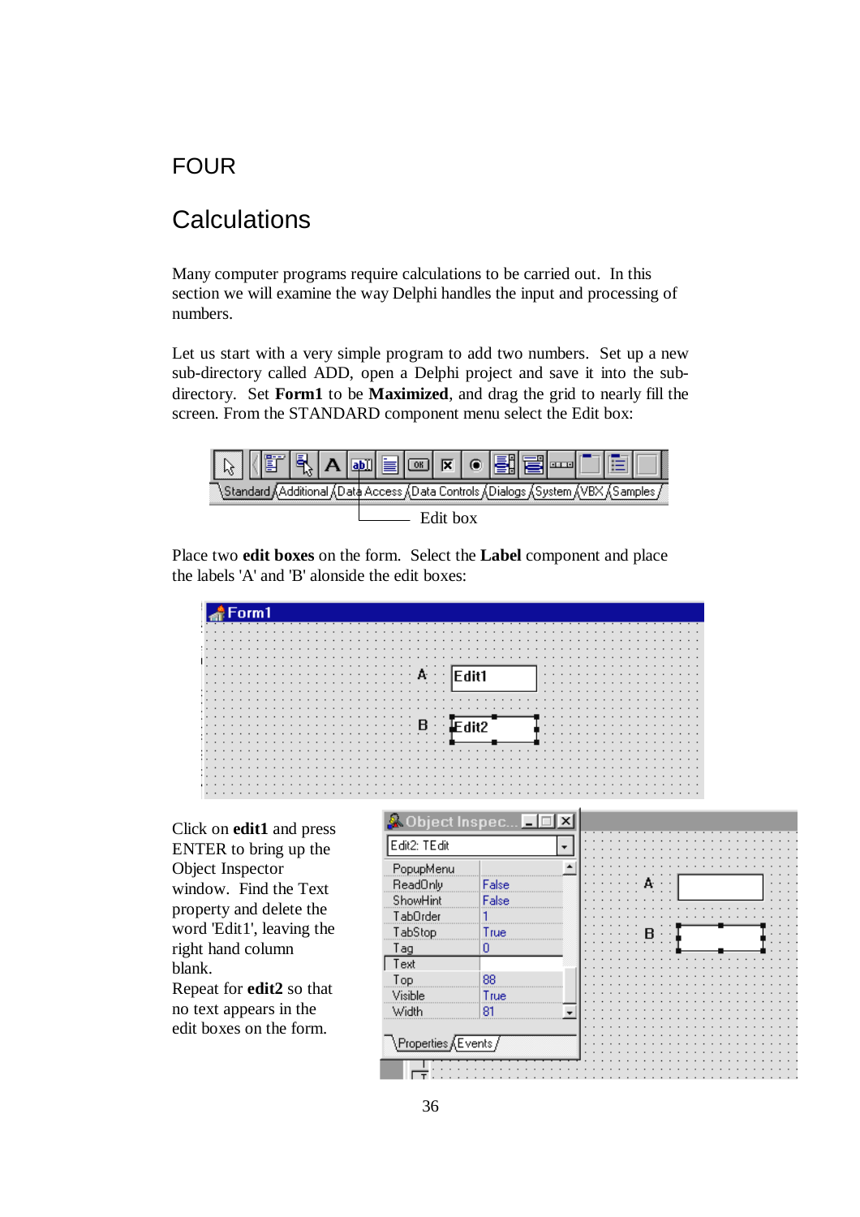FOUR

# Calculations

Many computer programs require calculations to be carried out. In this section we will examine the way Delphi handles the input and processing of numbers.

Let us start with a very simple program to add two numbers. Set up a new sub-directory called ADD, open a Delphi project and save it into the sub-directory. Set **Form1** to be **Maximized**, and drag the grid to nearly fill the screen. From the STANDARD component menu select the Edit box:

Edit box

Place two **edit boxes** on the form. Select the **Label** component and place the labels 'A' and 'B' alonside the edit boxes:

Click on **edit1** and press ENTER to bring up the Object Inspector window. Find the Text property and delete the word 'Edit1', leaving the right hand column blank.

Repeat for **edit2** so that no text appears in the edit boxes on the form.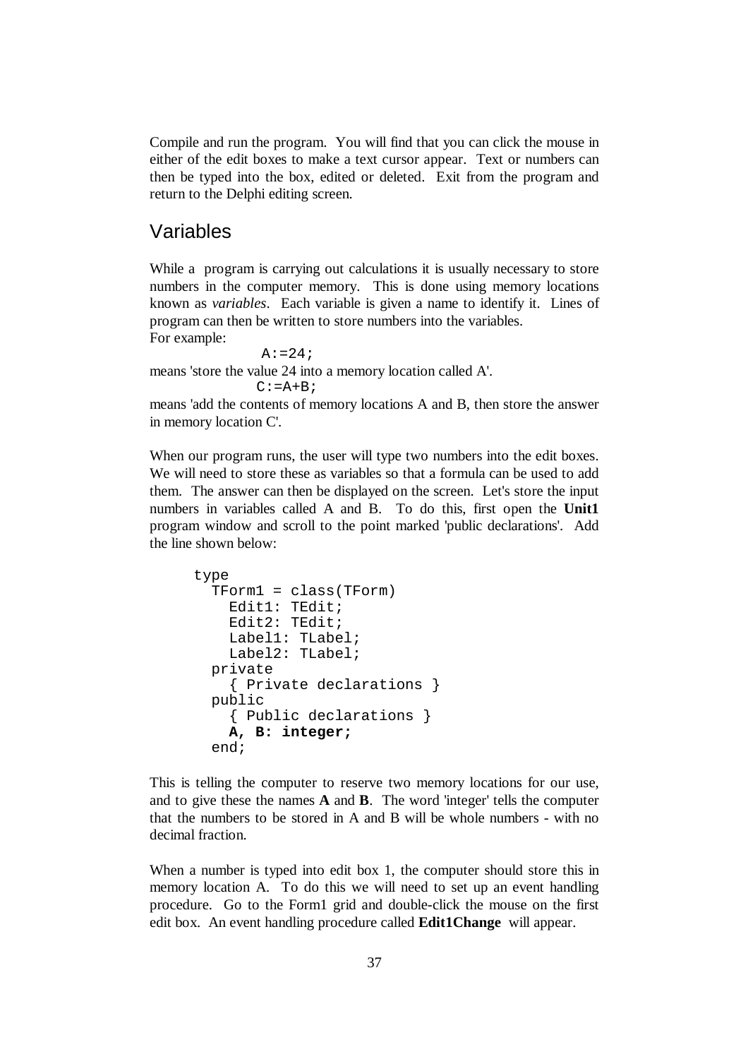Compile and run the program. You will find that you can click the mouse in either of the edit boxes to make a text cursor appear. Text or numbers can then be typed into the box, edited or deleted. Exit from the program and return to the Delphi editing screen.

## Variables

While a program is carrying out calculations it is usually necessary to store numbers in the computer memory. This is done using memory locations known as *variables*. Each variable is given a name to identify it. Lines of program can then be written to store numbers into the variables.
For example:

```
A:=24;
```

means 'store the value 24 into a memory location called A'.

```
C:=A+B;
```

means 'add the contents of memory locations A and B, then store the answer in memory location C'.

When our program runs, the user will type two numbers into the edit boxes. We will need to store these as variables so that a formula can be used to add them. The answer can then be displayed on the screen. Let's store the input numbers in variables called A and B. To do this, first open the **Unit1** program window and scroll to the point marked 'public declarations'. Add the line shown below:

```
type
  TForm1 = class(TForm)
    Edit1: TEdit;
    Edit2: TEdit;
    Label1: TLabel;
    Label2: TLabel;
  private
    { Private declarations }
  public
    { Public declarations }
    A, B: integer;
  end;
```

This is telling the computer to reserve two memory locations for our use, and to give these the names **A** and **B**. The word 'integer' tells the computer that the numbers to be stored in A and B will be whole numbers - with no decimal fraction.

When a number is typed into edit box 1, the computer should store this in memory location A. To do this we will need to set up an event handling procedure. Go to the Form1 grid and double-click the mouse on the first edit box. An event handling procedure called **Edit1Change** will appear.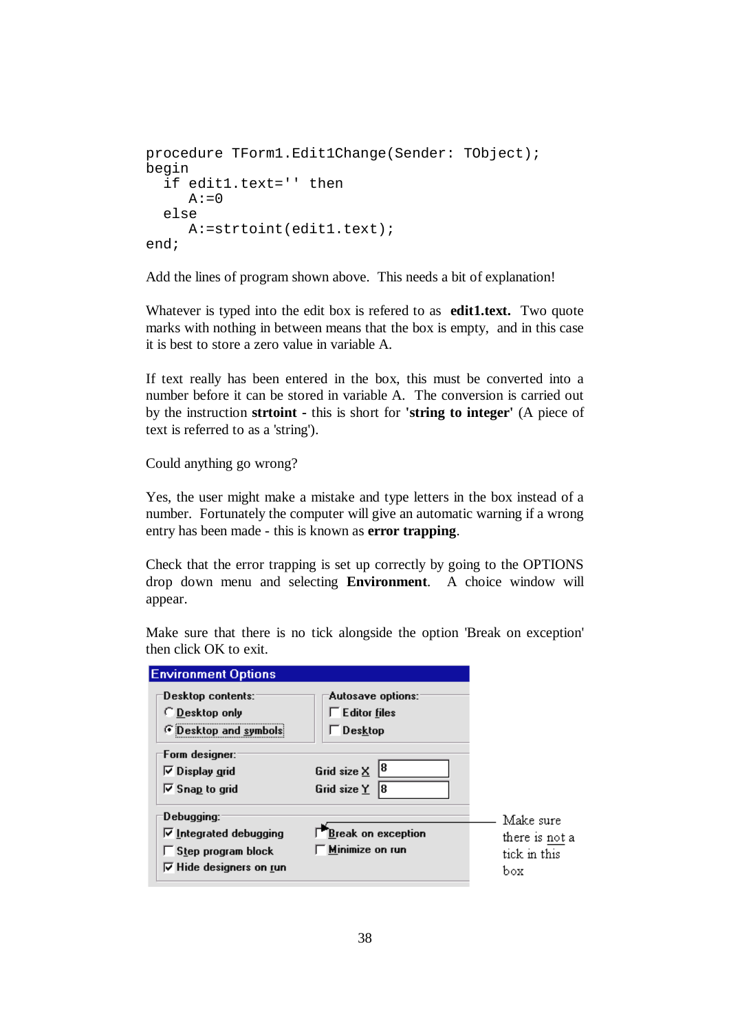```
procedure TForm1.Edit1Change(Sender: TObject);
begin
  if edit1.text='' then
     A:=0
  else
     A:=strtoint(edit1.text);
end;
```

Add the lines of program shown above. This needs a bit of explanation!

Whatever is typed into the edit box is refered to as **edit1.text.** Two quote marks with nothing in between means that the box is empty, and in this case it is best to store a zero value in variable A.

If text really has been entered in the box, this must be converted into a number before it can be stored in variable A. The conversion is carried out by the instruction **strtoint** - this is short for **'string to integer'** (A piece of text is referred to as a 'string').

Could anything go wrong?

Yes, the user might make a mistake and type letters in the box instead of a number. Fortunately the computer will give an automatic warning if a wrong entry has been made - this is known as **error trapping**.

Check that the error trapping is set up correctly by going to the OPTIONS drop down menu and selecting **Environment**. A choice window will appear.

Make sure that there is no tick alongside the option 'Break on exception' then click OK to exit.

**Environment Options**

Desktop contents:
- ( ) Desktop only
- (•) Desktop and symbols

Autosave options:
- [ ] Editor files
- [ ] Desktop

Form designer:
- [x] Display grid
- [x] Snap to grid

Grid size X: 8
Grid size Y: 8

Debugging:
- [x] Integrated debugging
- [ ] Step program block
- [x] Hide designers on run
- [ ] Break on exception
- [ ] Minimize on run

Make sure there is not a tick in this box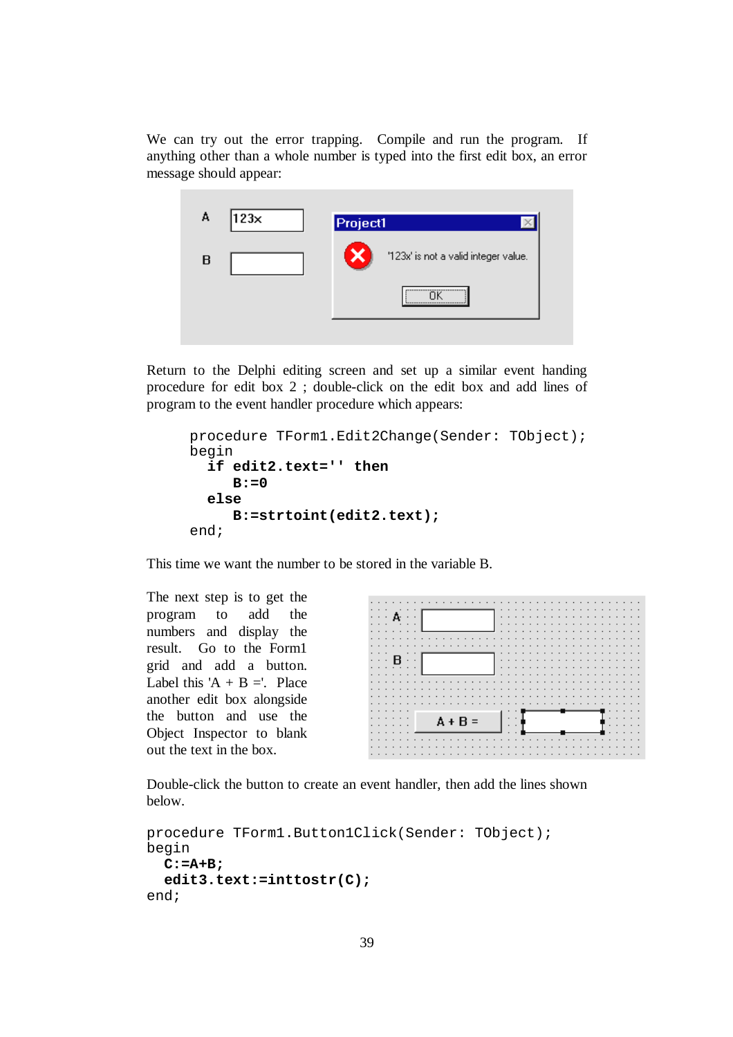We can try out the error trapping. Compile and run the program. If anything other than a whole number is typed into the first edit box, an error message should appear:

Return to the Delphi editing screen and set up a similar event handing procedure for edit box 2 ; double-click on the edit box and add lines of program to the event handler procedure which appears:

```
procedure TForm1.Edit2Change(Sender: TObject);
begin
  if edit2.text='' then
     B:=0
  else
     B:=strtoint(edit2.text);
end;
```

This time we want the number to be stored in the variable B.

The next step is to get the program to add the numbers and display the result. Go to the Form1 grid and add a button. Label this 'A + B ='. Place another edit box alongside the button and use the Object Inspector to blank out the text in the box.

Double-click the button to create an event handler, then add the lines shown below.

```
procedure TForm1.Button1Click(Sender: TObject);
begin
  C:=A+B;
  edit3.text:=inttostr(C);
end;
```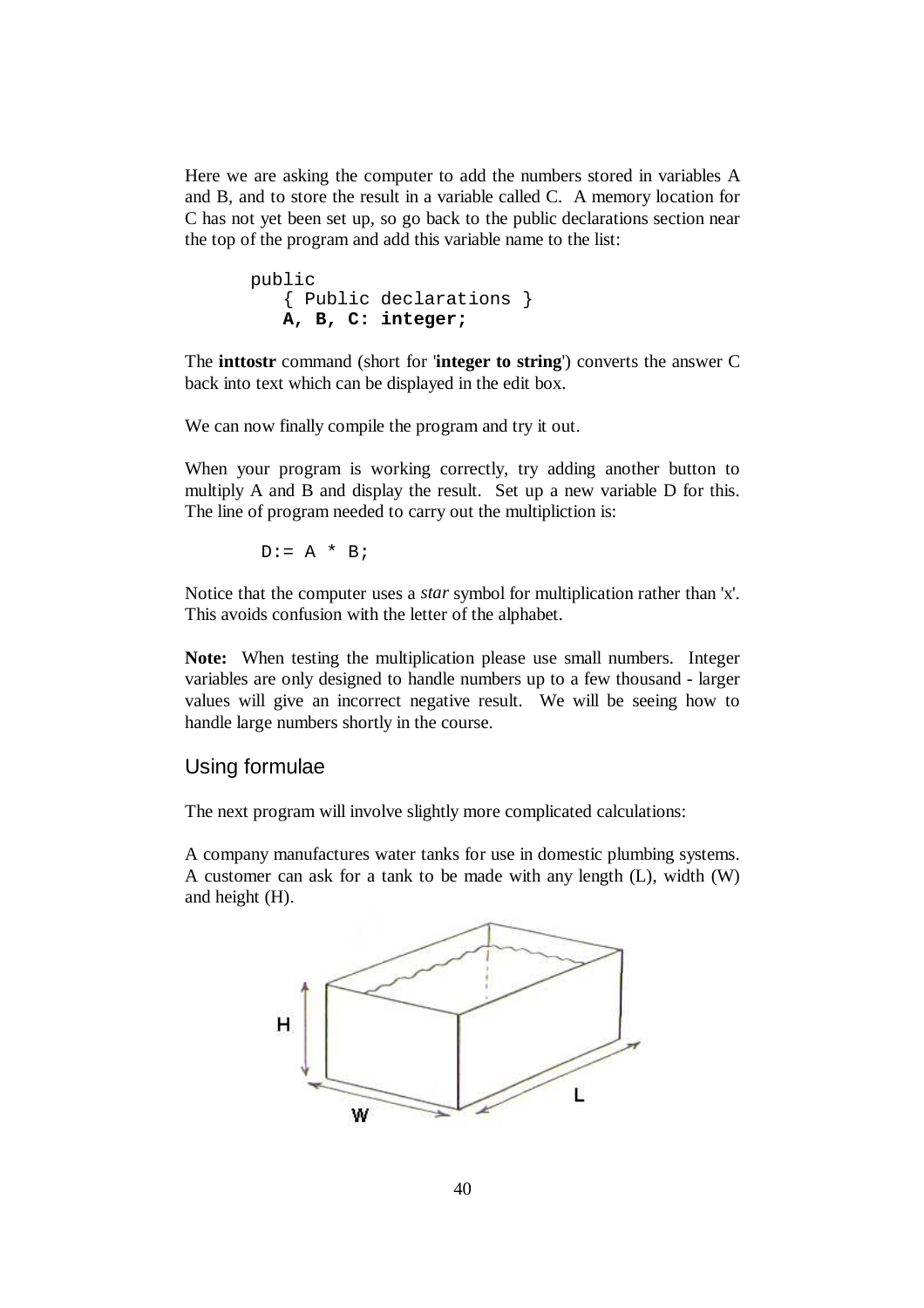Here we are asking the computer to add the numbers stored in variables A and B, and to store the result in a variable called C. A memory location for C has not yet been set up, so go back to the public declarations section near the top of the program and add this variable name to the list:

```
public
   { Public declarations }
   A, B, C: integer;
```

The **inttostr** command (short for '**integer to string**') converts the answer C back into text which can be displayed in the edit box.

We can now finally compile the program and try it out.

When your program is working correctly, try adding another button to multiply A and B and display the result. Set up a new variable D for this. The line of program needed to carry out the multipliction is:

```
D:= A * B;
```

Notice that the computer uses a *star* symbol for multiplication rather than 'x'. This avoids confusion with the letter of the alphabet.

**Note:** When testing the multiplication please use small numbers. Integer variables are only designed to handle numbers up to a few thousand - larger values will give an incorrect negative result. We will be seeing how to handle large numbers shortly in the course.

## Using formulae

The next program will involve slightly more complicated calculations:

A company manufactures water tanks for use in domestic plumbing systems. A customer can ask for a tank to be made with any length (L), width (W) and height (H).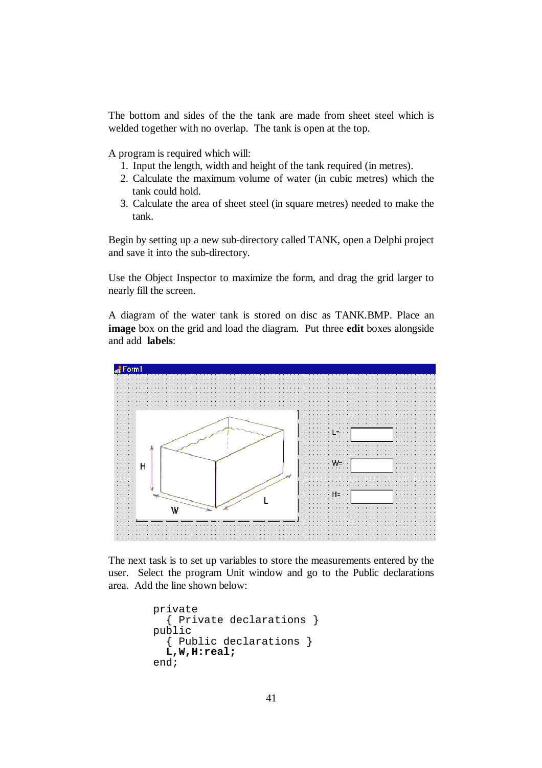The bottom and sides of the the tank are made from sheet steel which is welded together with no overlap. The tank is open at the top.

A program is required which will:

1. Input the length, width and height of the tank required (in metres).
2. Calculate the maximum volume of water (in cubic metres) which the tank could hold.
3. Calculate the area of sheet steel (in square metres) needed to make the tank.

Begin by setting up a new sub-directory called TANK, open a Delphi project and save it into the sub-directory.

Use the Object Inspector to maximize the form, and drag the grid larger to nearly fill the screen.

A diagram of the water tank is stored on disc as TANK.BMP. Place an **image** box on the grid and load the diagram. Put three **edit** boxes alongside and add **labels**:

The next task is to set up variables to store the measurements entered by the user. Select the program Unit window and go to the Public declarations area. Add the line shown below:

```
private
  { Private declarations }
public
  { Public declarations }
  L,W,H:real;
end;
```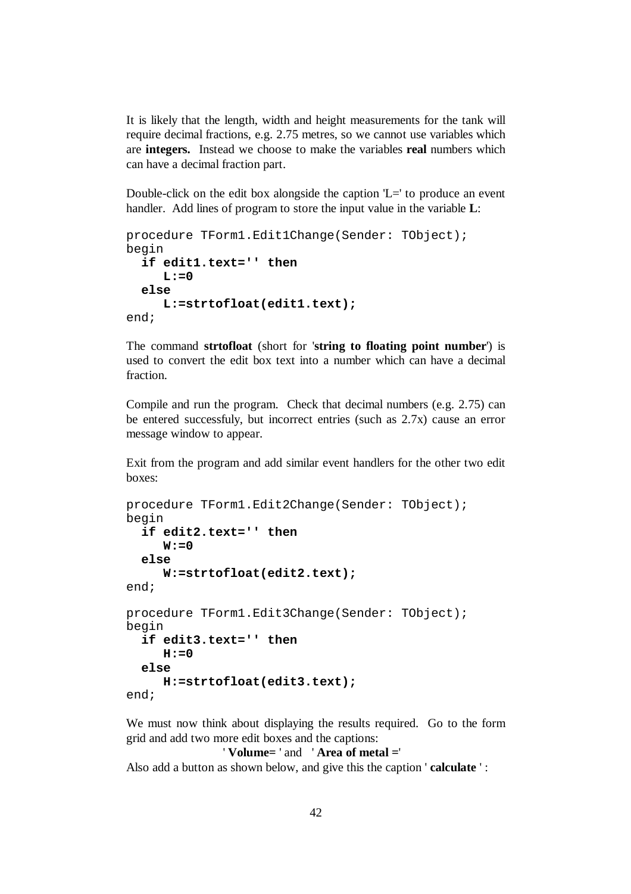It is likely that the length, width and height measurements for the tank will require decimal fractions, e.g. 2.75 metres, so we cannot use variables which are **integers.** Instead we choose to make the variables **real** numbers which can have a decimal fraction part.

Double-click on the edit box alongside the caption 'L=' to produce an event handler. Add lines of program to store the input value in the variable **L**:

```
procedure TForm1.Edit1Change(Sender: TObject);
begin
  if edit1.text='' then
     L:=0
  else
     L:=strtofloat(edit1.text);
end;
```

The command **strtofloat** (short for '**string to floating point number**') is used to convert the edit box text into a number which can have a decimal fraction.

Compile and run the program. Check that decimal numbers (e.g. 2.75) can be entered successfuly, but incorrect entries (such as 2.7x) cause an error message window to appear.

Exit from the program and add similar event handlers for the other two edit boxes:

```
procedure TForm1.Edit2Change(Sender: TObject);
begin
  if edit2.text='' then
     W:=0
  else
     W:=strtofloat(edit2.text);
end;

procedure TForm1.Edit3Change(Sender: TObject);
begin
  if edit3.text='' then
     H:=0
  else
     H:=strtofloat(edit3.text);
end;
```

We must now think about displaying the results required. Go to the form grid and add two more edit boxes and the captions:

' **Volume=** ' and ' **Area of metal =**'

Also add a button as shown below, and give this the caption ' **calculate** ' :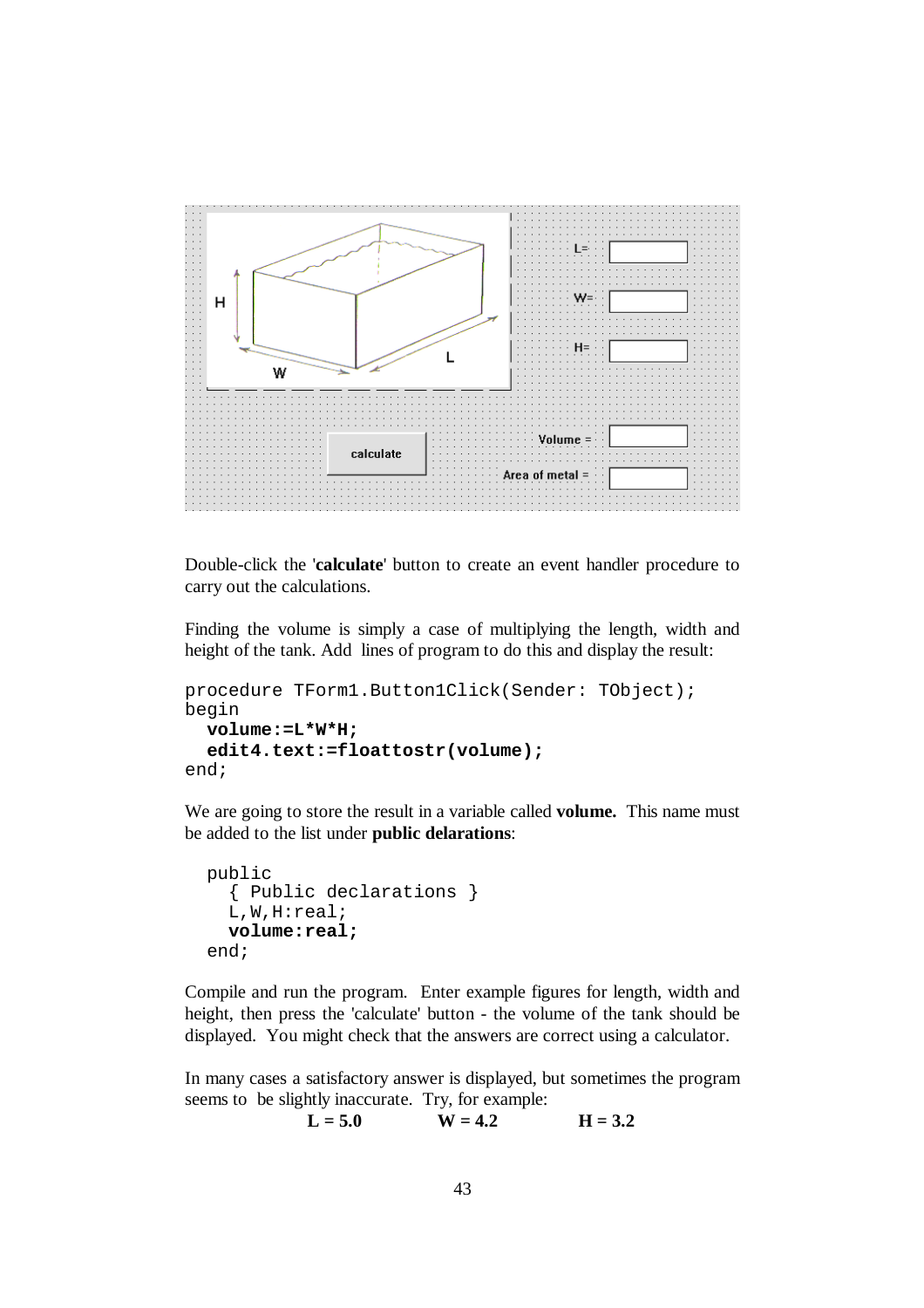Double-click the '**calculate**' button to create an event handler procedure to carry out the calculations.

Finding the volume is simply a case of multiplying the length, width and height of the tank. Add lines of program to do this and display the result:

```
procedure TForm1.Button1Click(Sender: TObject);
begin
  volume:=L*W*H;
  edit4.text:=floattostr(volume);
end;
```

We are going to store the result in a variable called **volume.** This name must be added to the list under **public delarations**:

```
  public
    { Public declarations }
    L,W,H:real;
    volume:real;
  end;
```

Compile and run the program. Enter example figures for length, width and height, then press the 'calculate' button - the volume of the tank should be displayed. You might check that the answers are correct using a calculator.

In many cases a satisfactory answer is displayed, but sometimes the program seems to be slightly inaccurate. Try, for example:

**L = 5.0** **W = 4.2** **H = 3.2**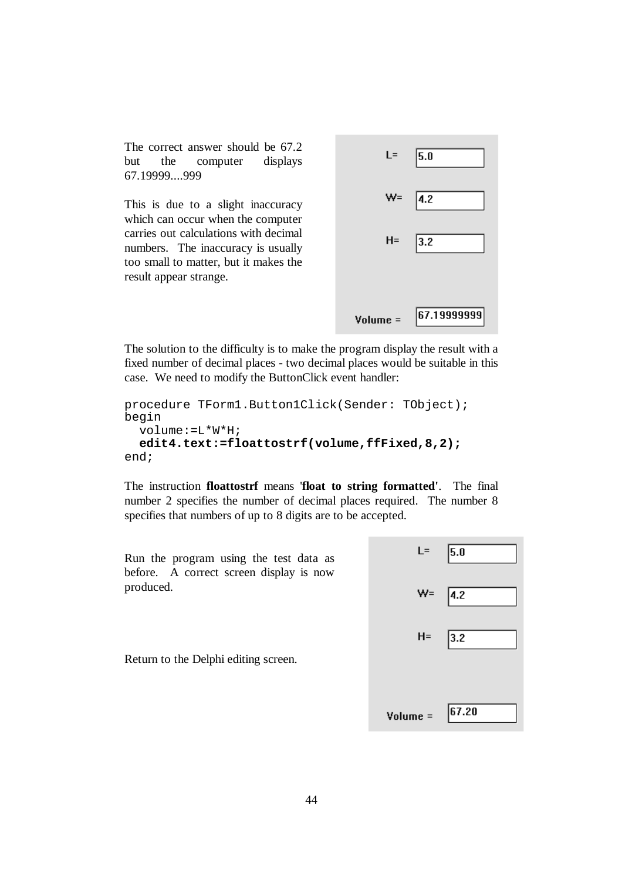The correct answer should be 67.2 but the computer displays 67.19999....999

This is due to a slight inaccuracy which can occur when the computer carries out calculations with decimal numbers. The inaccuracy is usually too small to matter, but it makes the result appear strange.

L= 5.0

W= 4.2

H= 3.2

Volume = 67.19999999

The solution to the difficulty is to make the program display the result with a fixed number of decimal places - two decimal places would be suitable in this case. We need to modify the ButtonClick event handler:

```
procedure TForm1.Button1Click(Sender: TObject);
begin
  volume:=L*W*H;
  edit4.text:=floattostrf(volume,ffFixed,8,2);
end;
```

The instruction **floattostrf** means '**float to string formatted**'. The final number 2 specifies the number of decimal places required. The number 8 specifies that numbers of up to 8 digits are to be accepted.

Run the program using the test data as before. A correct screen display is now produced.

L= 5.0

W= 4.2

H= 3.2

Volume = 67.20

Return to the Delphi editing screen.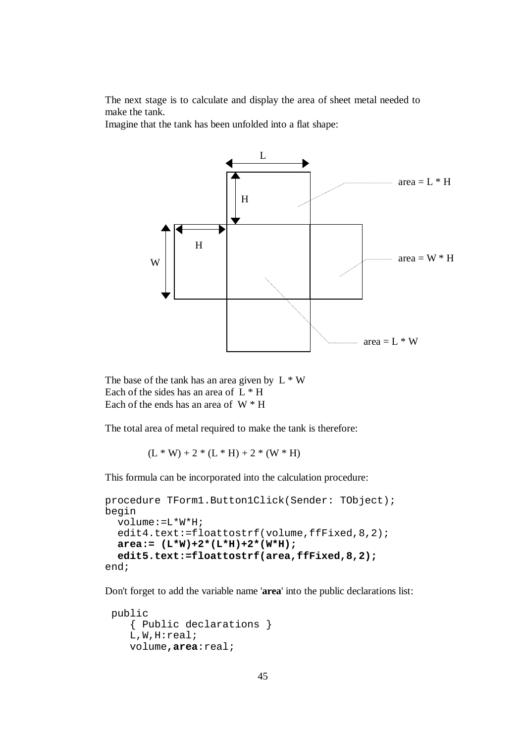The next stage is to calculate and display the area of sheet metal needed to make the tank.
Imagine that the tank has been unfolded into a flat shape:

The base of the tank has an area given by L * W
Each of the sides has an area of L * H
Each of the ends has an area of W * H

The total area of metal required to make the tank is therefore:

$$(L * W) + 2 * (L * H) + 2 * (W * H)$$

This formula can be incorporated into the calculation procedure:

```
procedure TForm1.Button1Click(Sender: TObject);
begin
  volume:=L*W*H;
  edit4.text:=floattostrf(volume,ffFixed,8,2);
  area:= (L*W)+2*(L*H)+2*(W*H);
  edit5.text:=floattostrf(area,ffFixed,8,2);
end;
```

Don't forget to add the variable name '**area**' into the public declarations list:

```
 public
    { Public declarations }
    L,W,H:real;
    volume,area:real;
```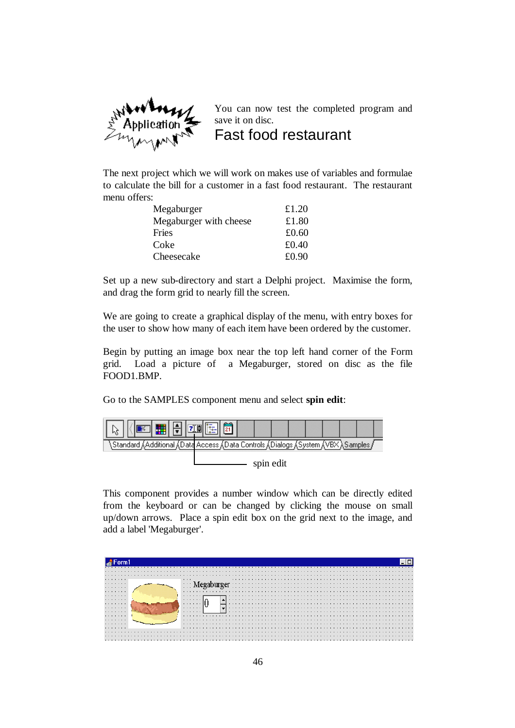You can now test the completed program and save it on disc.

## Fast food restaurant

The next project which we will work on makes use of variables and formulae to calculate the bill for a customer in a fast food restaurant. The restaurant menu offers:

| | |
|---|---|
| Megaburger | £1.20 |
| Megaburger with cheese | £1.80 |
| Fries | £0.60 |
| Coke | £0.40 |
| Cheesecake | £0.90 |

Set up a new sub-directory and start a Delphi project. Maximise the form, and drag the form grid to nearly fill the screen.

We are going to create a graphical display of the menu, with entry boxes for the user to show how many of each item have been ordered by the customer.

Begin by putting an image box near the top left hand corner of the Form grid. Load a picture of a Megaburger, stored on disc as the file FOOD1.BMP.

Go to the SAMPLES component menu and select **spin edit**:

spin edit

This component provides a number window which can be directly edited from the keyboard or can be changed by clicking the mouse on small up/down arrows. Place a spin edit box on the grid next to the image, and add a label 'Megaburger'.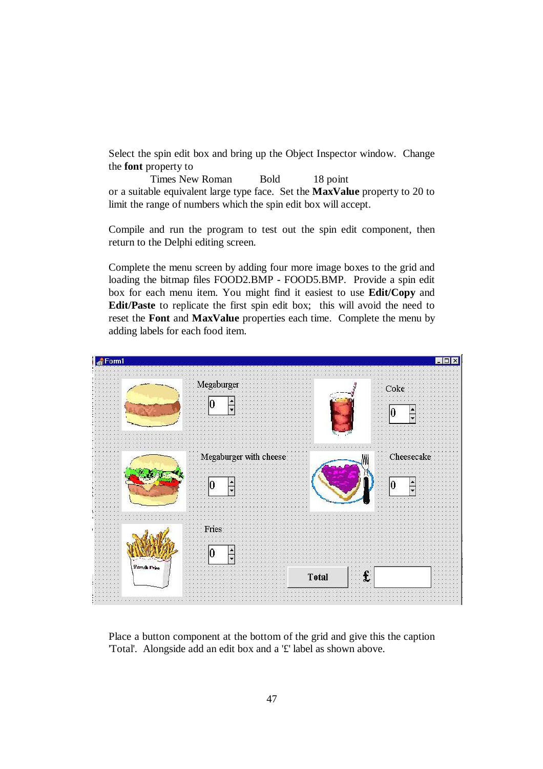Select the spin edit box and bring up the Object Inspector window. Change the **font** property to

Times New Roman    Bold    18 point

or a suitable equivalent large type face. Set the **MaxValue** property to 20 to limit the range of numbers which the spin edit box will accept.

Compile and run the program to test out the spin edit component, then return to the Delphi editing screen.

Complete the menu screen by adding four more image boxes to the grid and loading the bitmap files FOOD2.BMP - FOOD5.BMP. Provide a spin edit box for each menu item. You might find it easiest to use **Edit/Copy** and **Edit/Paste** to replicate the first spin edit box; this will avoid the need to reset the **Font** and **MaxValue** properties each time. Complete the menu by adding labels for each food item.

Place a button component at the bottom of the grid and give this the caption 'Total'. Alongside add an edit box and a '£' label as shown above.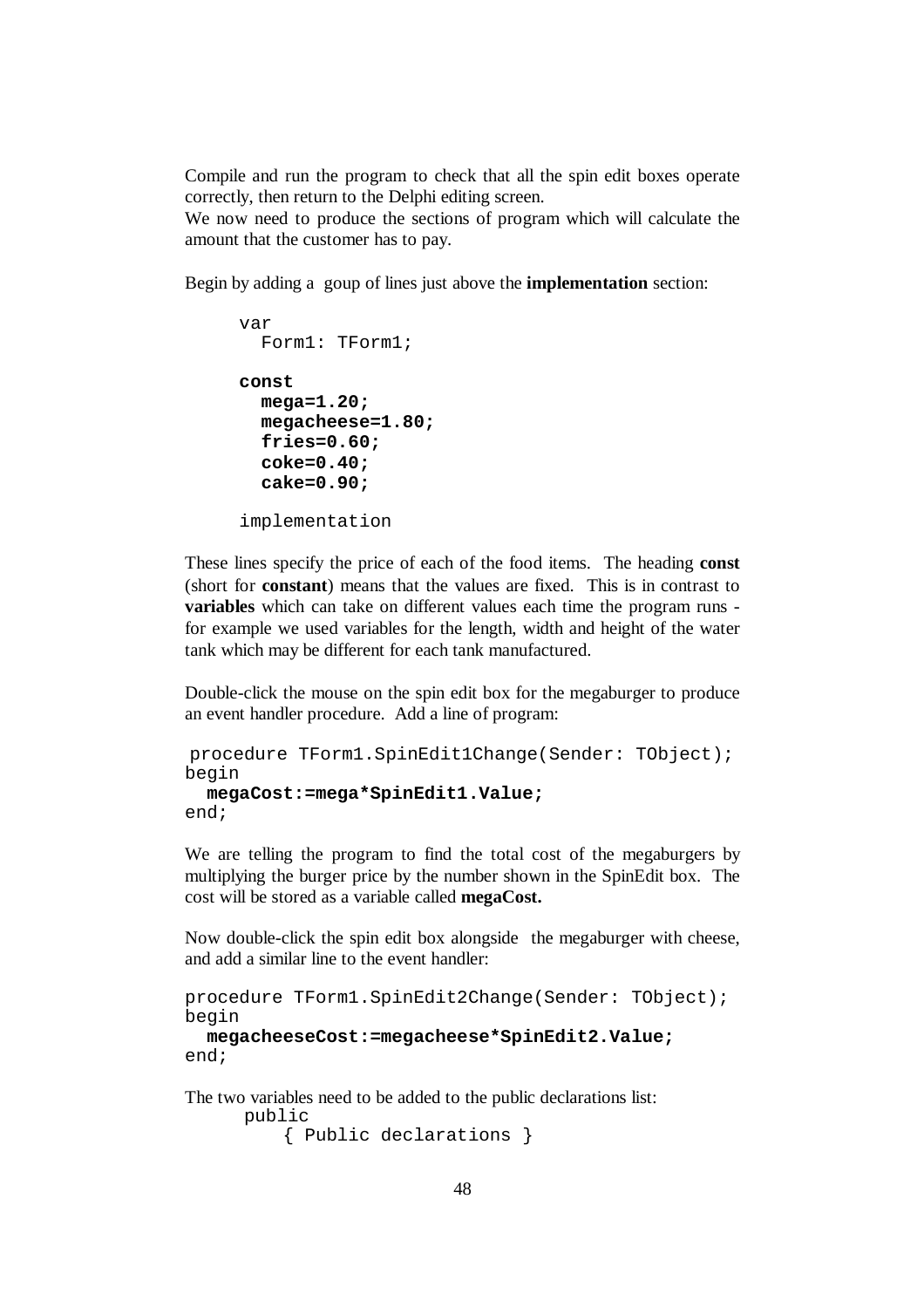Compile and run the program to check that all the spin edit boxes operate correctly, then return to the Delphi editing screen.

We now need to produce the sections of program which will calculate the amount that the customer has to pay.

Begin by adding a goup of lines just above the **implementation** section:

```
var
  Form1: TForm1;

const
  mega=1.20;
  megacheese=1.80;
  fries=0.60;
  coke=0.40;
  cake=0.90;

implementation
```

These lines specify the price of each of the food items. The heading **const** (short for **constant**) means that the values are fixed. This is in contrast to **variables** which can take on different values each time the program runs - for example we used variables for the length, width and height of the water tank which may be different for each tank manufactured.

Double-click the mouse on the spin edit box for the megaburger to produce an event handler procedure. Add a line of program:

```
procedure TForm1.SpinEdit1Change(Sender: TObject);
begin
  megaCost:=mega*SpinEdit1.Value;
end;
```

We are telling the program to find the total cost of the megaburgers by multiplying the burger price by the number shown in the SpinEdit box. The cost will be stored as a variable called **megaCost.**

Now double-click the spin edit box alongside the megaburger with cheese, and add a similar line to the event handler:

```
procedure TForm1.SpinEdit2Change(Sender: TObject);
begin
  megacheeseCost:=megacheese*SpinEdit2.Value;
end;
```

The two variables need to be added to the public declarations list:

```
public
    { Public declarations }
```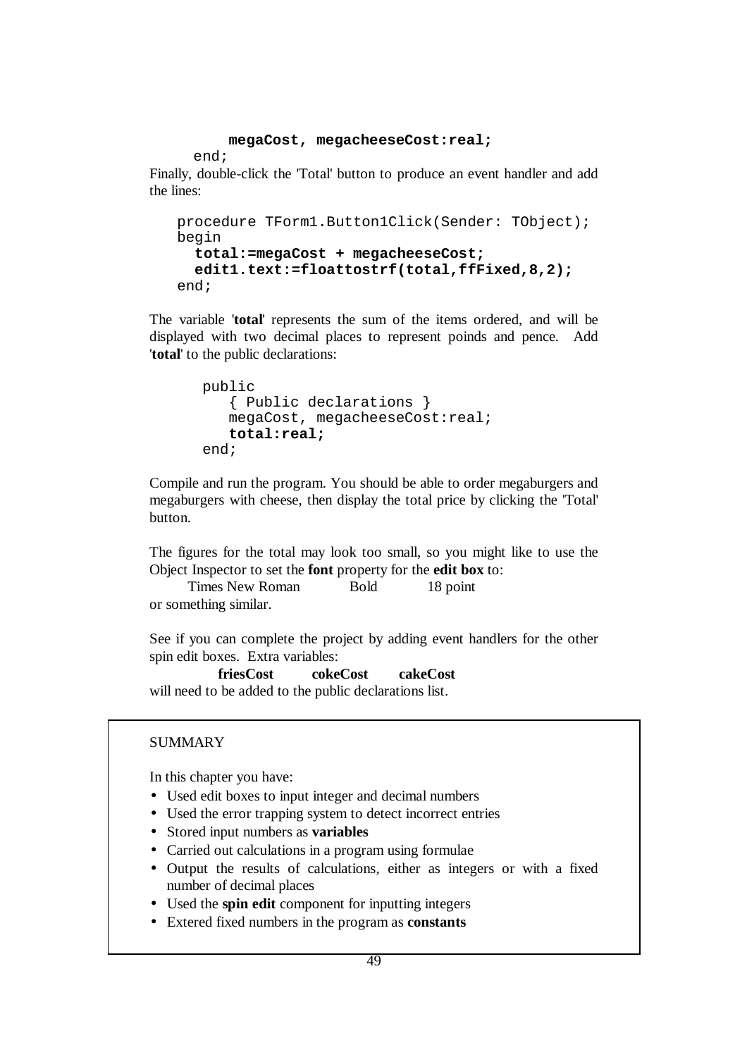```
        megaCost, megacheeseCost:real;
    end;
```

Finally, double-click the 'Total' button to produce an event handler and add the lines:

```
procedure TForm1.Button1Click(Sender: TObject);
begin
  total:=megaCost + megacheeseCost;
  edit1.text:=floattostrf(total,ffFixed,8,2);
end;
```

The variable '**total**' represents the sum of the items ordered, and will be displayed with two decimal places to represent poinds and pence. Add '**total**' to the public declarations:

```
    public
       { Public declarations }
       megaCost, megacheeseCost:real;
       total:real;
    end;
```

Compile and run the program. You should be able to order megaburgers and megaburgers with cheese, then display the total price by clicking the 'Total' button.

The figures for the total may look too small, so you might like to use the Object Inspector to set the **font** property for the **edit box** to:

Times New Roman Bold 18 point

or something similar.

See if you can complete the project by adding event handlers for the other spin edit boxes. Extra variables:

**friesCost** **cokeCost** **cakeCost**

will need to be added to the public declarations list.

SUMMARY

In this chapter you have:

- Used edit boxes to input integer and decimal numbers
- Used the error trapping system to detect incorrect entries
- Stored input numbers as **variables**
- Carried out calculations in a program using formulae
- Output the results of calculations, either as integers or with a fixed number of decimal places
- Used the **spin edit** component for inputting integers
- Extered fixed numbers in the program as **constants**